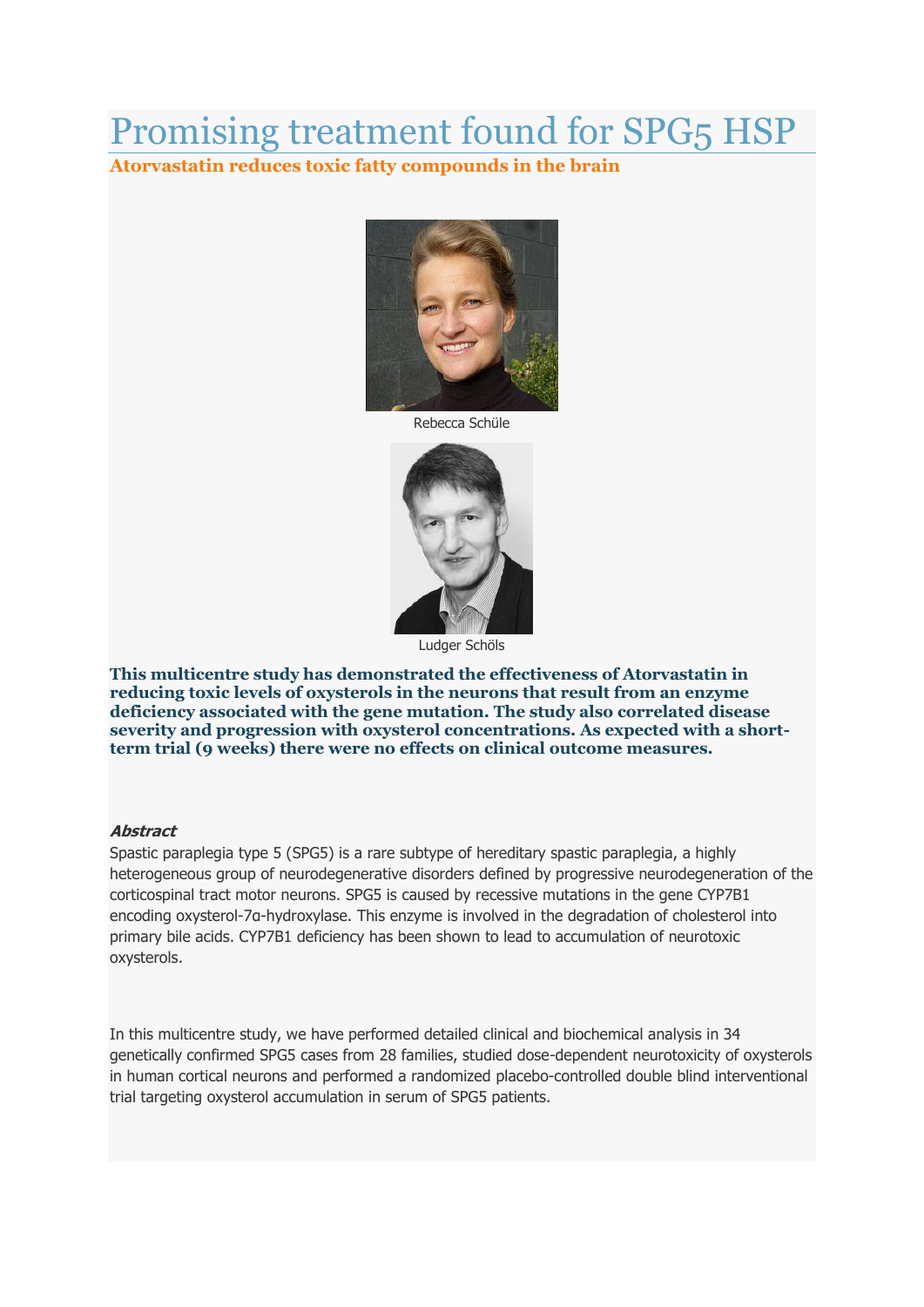# Promising treatment found for SPG5 HSP

**Atorvastatin reduces toxic fatty compounds in the brain**

Rebecca Schüle

Ludger Schöls

**This multicentre study has demonstrated the effectiveness of Atorvastatin in reducing toxic levels of oxysterols in the neurons that result from an enzyme deficiency associated with the gene mutation. The study also correlated disease severity and progression with oxysterol concentrations. As expected with a short-term trial (9 weeks) there were no effects on clinical outcome measures.**

***Abstract***

Spastic paraplegia type 5 (SPG5) is a rare subtype of hereditary spastic paraplegia, a highly heterogeneous group of neurodegenerative disorders defined by progressive neurodegeneration of the corticospinal tract motor neurons. SPG5 is caused by recessive mutations in the gene CYP7B1 encoding oxysterol-7α-hydroxylase. This enzyme is involved in the degradation of cholesterol into primary bile acids. CYP7B1 deficiency has been shown to lead to accumulation of neurotoxic oxysterols.

In this multicentre study, we have performed detailed clinical and biochemical analysis in 34 genetically confirmed SPG5 cases from 28 families, studied dose-dependent neurotoxicity of oxysterols in human cortical neurons and performed a randomized placebo-controlled double blind interventional trial targeting oxysterol accumulation in serum of SPG5 patients.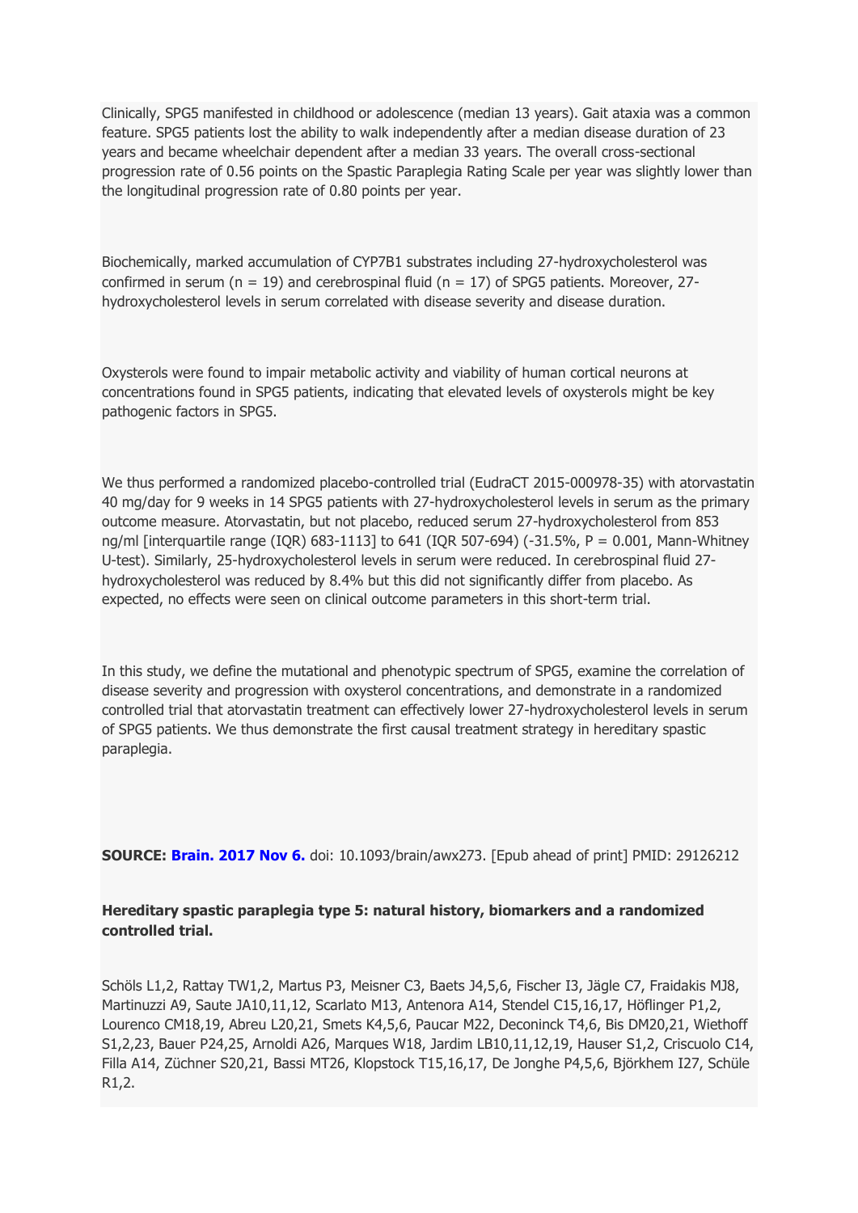Clinically, SPG5 manifested in childhood or adolescence (median 13 years). Gait ataxia was a common feature. SPG5 patients lost the ability to walk independently after a median disease duration of 23 years and became wheelchair dependent after a median 33 years. The overall cross-sectional progression rate of 0.56 points on the Spastic Paraplegia Rating Scale per year was slightly lower than the longitudinal progression rate of 0.80 points per year.

Biochemically, marked accumulation of CYP7B1 substrates including 27-hydroxycholesterol was confirmed in serum (n = 19) and cerebrospinal fluid (n = 17) of SPG5 patients. Moreover, 27-hydroxycholesterol levels in serum correlated with disease severity and disease duration.

Oxysterols were found to impair metabolic activity and viability of human cortical neurons at concentrations found in SPG5 patients, indicating that elevated levels of oxysterols might be key pathogenic factors in SPG5.

We thus performed a randomized placebo-controlled trial (EudraCT 2015-000978-35) with atorvastatin 40 mg/day for 9 weeks in 14 SPG5 patients with 27-hydroxycholesterol levels in serum as the primary outcome measure. Atorvastatin, but not placebo, reduced serum 27-hydroxycholesterol from 853 ng/ml [interquartile range (IQR) 683-1113] to 641 (IQR 507-694) (-31.5%, P = 0.001, Mann-Whitney U-test). Similarly, 25-hydroxycholesterol levels in serum were reduced. In cerebrospinal fluid 27-hydroxycholesterol was reduced by 8.4% but this did not significantly differ from placebo. As expected, no effects were seen on clinical outcome parameters in this short-term trial.

In this study, we define the mutational and phenotypic spectrum of SPG5, examine the correlation of disease severity and progression with oxysterol concentrations, and demonstrate in a randomized controlled trial that atorvastatin treatment can effectively lower 27-hydroxycholesterol levels in serum of SPG5 patients. We thus demonstrate the first causal treatment strategy in hereditary spastic paraplegia.

**SOURCE:** **Brain. 2017 Nov 6.** doi: 10.1093/brain/awx273. [Epub ahead of print] PMID: 29126212

**Hereditary spastic paraplegia type 5: natural history, biomarkers and a randomized controlled trial.**

Schöls L1,2, Rattay TW1,2, Martus P3, Meisner C3, Baets J4,5,6, Fischer I3, Jägle C7, Fraidakis MJ8, Martinuzzi A9, Saute JA10,11,12, Scarlato M13, Antenora A14, Stendel C15,16,17, Höflinger P1,2, Lourenco CM18,19, Abreu L20,21, Smets K4,5,6, Paucar M22, Deconinck T4,6, Bis DM20,21, Wiethoff S1,2,23, Bauer P24,25, Arnoldi A26, Marques W18, Jardim LB10,11,12,19, Hauser S1,2, Criscuolo C14, Filla A14, Züchner S20,21, Bassi MT26, Klopstock T15,16,17, De Jonghe P4,5,6, Björkhem I27, Schüle R1,2.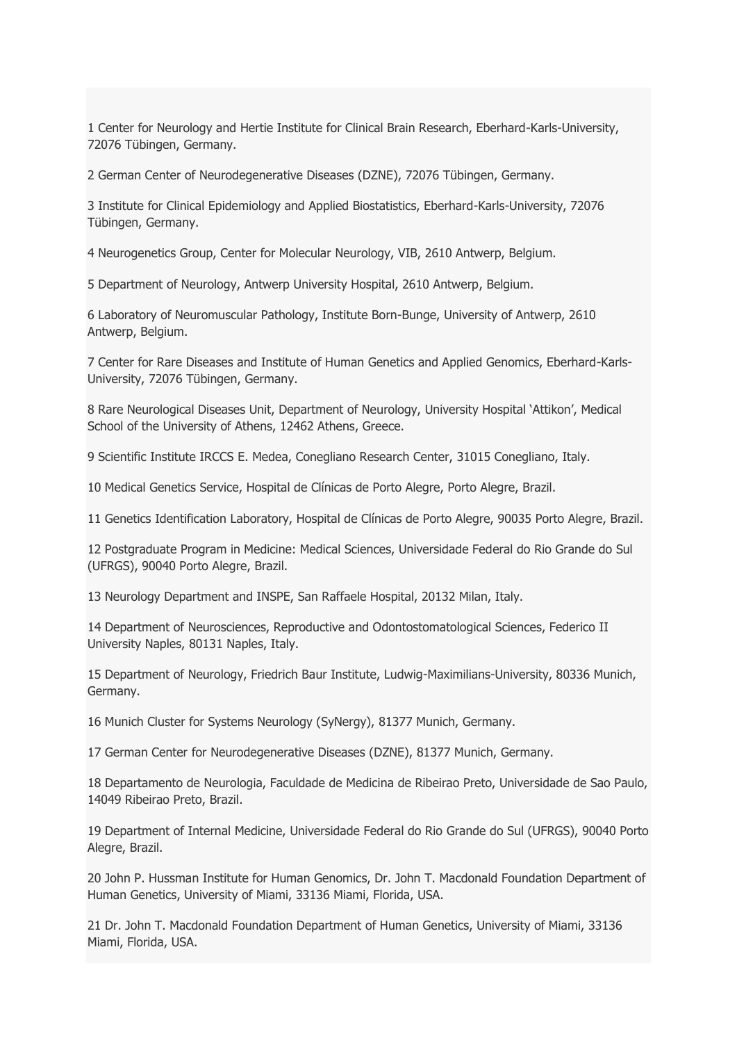1 Center for Neurology and Hertie Institute for Clinical Brain Research, Eberhard-Karls-University, 72076 Tübingen, Germany.

2 German Center of Neurodegenerative Diseases (DZNE), 72076 Tübingen, Germany.

3 Institute for Clinical Epidemiology and Applied Biostatistics, Eberhard-Karls-University, 72076 Tübingen, Germany.

4 Neurogenetics Group, Center for Molecular Neurology, VIB, 2610 Antwerp, Belgium.

5 Department of Neurology, Antwerp University Hospital, 2610 Antwerp, Belgium.

6 Laboratory of Neuromuscular Pathology, Institute Born-Bunge, University of Antwerp, 2610 Antwerp, Belgium.

7 Center for Rare Diseases and Institute of Human Genetics and Applied Genomics, Eberhard-Karls-University, 72076 Tübingen, Germany.

8 Rare Neurological Diseases Unit, Department of Neurology, University Hospital 'Attikon', Medical School of the University of Athens, 12462 Athens, Greece.

9 Scientific Institute IRCCS E. Medea, Conegliano Research Center, 31015 Conegliano, Italy.

10 Medical Genetics Service, Hospital de Clínicas de Porto Alegre, Porto Alegre, Brazil.

11 Genetics Identification Laboratory, Hospital de Clínicas de Porto Alegre, 90035 Porto Alegre, Brazil.

12 Postgraduate Program in Medicine: Medical Sciences, Universidade Federal do Rio Grande do Sul (UFRGS), 90040 Porto Alegre, Brazil.

13 Neurology Department and INSPE, San Raffaele Hospital, 20132 Milan, Italy.

14 Department of Neurosciences, Reproductive and Odontostomatological Sciences, Federico II University Naples, 80131 Naples, Italy.

15 Department of Neurology, Friedrich Baur Institute, Ludwig-Maximilians-University, 80336 Munich, Germany.

16 Munich Cluster for Systems Neurology (SyNergy), 81377 Munich, Germany.

17 German Center for Neurodegenerative Diseases (DZNE), 81377 Munich, Germany.

18 Departamento de Neurologia, Faculdade de Medicina de Ribeirao Preto, Universidade de Sao Paulo, 14049 Ribeirao Preto, Brazil.

19 Department of Internal Medicine, Universidade Federal do Rio Grande do Sul (UFRGS), 90040 Porto Alegre, Brazil.

20 John P. Hussman Institute for Human Genomics, Dr. John T. Macdonald Foundation Department of Human Genetics, University of Miami, 33136 Miami, Florida, USA.

21 Dr. John T. Macdonald Foundation Department of Human Genetics, University of Miami, 33136 Miami, Florida, USA.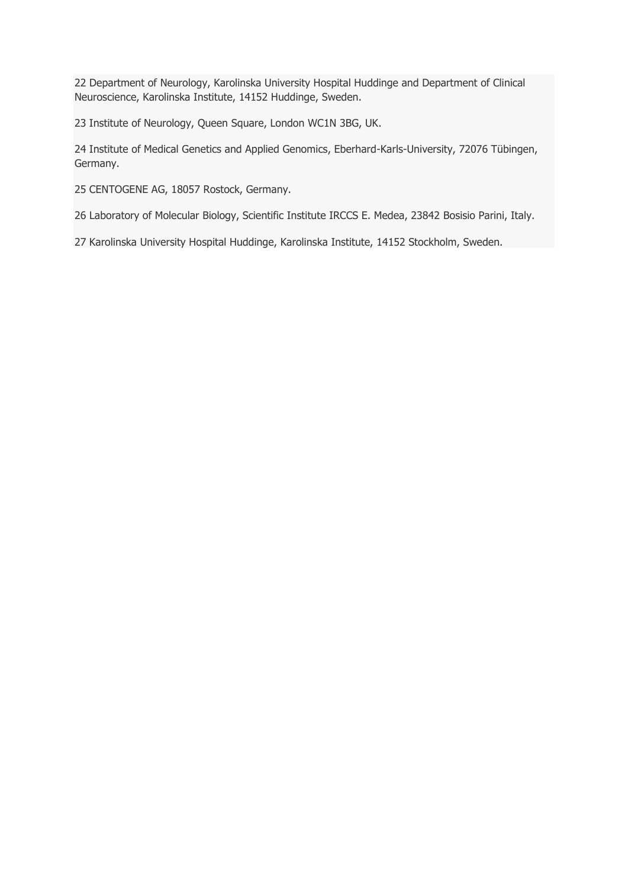22 Department of Neurology, Karolinska University Hospital Huddinge and Department of Clinical Neuroscience, Karolinska Institute, 14152 Huddinge, Sweden.

23 Institute of Neurology, Queen Square, London WC1N 3BG, UK.

24 Institute of Medical Genetics and Applied Genomics, Eberhard-Karls-University, 72076 Tübingen, Germany.

25 CENTOGENE AG, 18057 Rostock, Germany.

26 Laboratory of Molecular Biology, Scientific Institute IRCCS E. Medea, 23842 Bosisio Parini, Italy.

27 Karolinska University Hospital Huddinge, Karolinska Institute, 14152 Stockholm, Sweden.